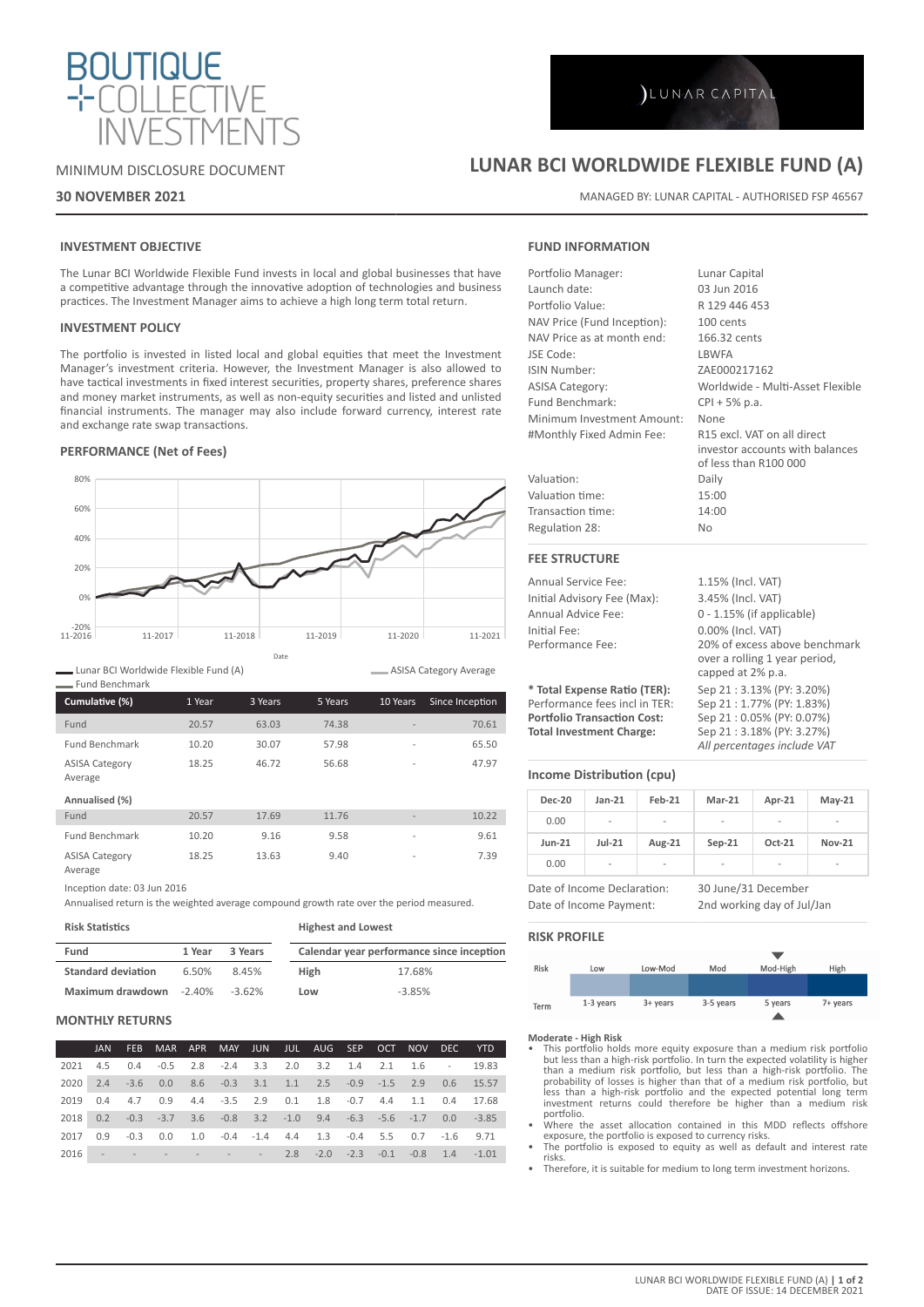BOUTIQUE COLLECTIVE INVESTMENTS

LUNAR CAPITAL

MINIMUM DISCLOSURE DOCUMENT

**30 NOVEMBER 2021**

# LUNAR BCI WORLDWIDE FLEXIBLE FUND (A)

MANAGED BY: LUNAR CAPITAL - AUTHORISED FSP 46567

## INVESTMENT OBJECTIVE

The Lunar BCI Worldwide Flexible Fund invests in local and global businesses that have a competitive advantage through the innovative adoption of technologies and business practices. The Investment Manager aims to achieve a high long term total return.

## INVESTMENT POLICY

The portfolio is invested in listed local and global equities that meet the Investment Manager's investment criteria. However, the Investment Manager is also allowed to have tactical investments in fixed interest securities, property shares, preference shares and money market instruments, as well as non-equity securities and listed and unlisted financial instruments. The manager may also include forward currency, interest rate and exchange rate swap transactions.

## PERFORMANCE (Net of Fees)

Lunar BCI Worldwide Flexible Fund (A) — ASISA Category Average — Fund Benchmark

| Cumulative (%) | 1 Year | 3 Years | 5 Years | 10 Years | Since Inception |
|---|---|---|---|---|---|
| Fund | 20.57 | 63.03 | 74.38 | - | 70.61 |
| Fund Benchmark | 10.20 | 30.07 | 57.98 | - | 65.50 |
| ASISA Category Average | 18.25 | 46.72 | 56.68 | - | 47.97 |
| **Annualised (%)** | | | | | |
| Fund | 20.57 | 17.69 | 11.76 | - | 10.22 |
| Fund Benchmark | 10.20 | 9.16 | 9.58 | - | 9.61 |
| ASISA Category Average | 18.25 | 13.63 | 9.40 | - | 7.39 |

Inception date: 03 Jun 2016

Annualised return is the weighted average compound growth rate over the period measured.

**Risk Statistics**

| Fund | 1 Year | 3 Years |
|---|---|---|
| Standard deviation | 6.50% | 8.45% |
| Maximum drawdown | -2.40% | -3.62% |

**Highest and Lowest**

| Calendar year performance since inception | |
|---|---|
| High | 17.68% |
| Low | -3.85% |

## MONTHLY RETURNS

| | JAN | FEB | MAR | APR | MAY | JUN | JUL | AUG | SEP | OCT | NOV | DEC | YTD |
|---|---|---|---|---|---|---|---|---|---|---|---|---|---|
| 2021 | 4.5 | 0.4 | -0.5 | 2.8 | -2.4 | 3.3 | 2.0 | 3.2 | 1.4 | 2.1 | 1.6 | - | 19.83 |
| 2020 | 2.4 | -3.6 | 0.0 | 8.6 | -0.3 | 3.1 | 1.1 | 2.5 | -0.9 | -1.5 | 2.9 | 0.6 | 15.57 |
| 2019 | 0.4 | 4.7 | 0.9 | 4.4 | -3.5 | 2.9 | 0.1 | 1.8 | -0.7 | 4.4 | 1.1 | 0.4 | 17.68 |
| 2018 | 0.2 | -0.3 | -3.7 | 3.6 | -0.8 | 3.2 | -1.0 | 9.4 | -6.3 | -5.6 | -1.7 | 0.0 | -3.85 |
| 2017 | 0.9 | -0.3 | 0.0 | 1.0 | -0.4 | -1.4 | 4.4 | 1.3 | -0.4 | 5.5 | 0.7 | -1.6 | 9.71 |
| 2016 | - | - | - | - | - | - | 2.8 | -2.0 | -2.3 | -0.1 | -0.8 | 1.4 | -1.01 |

## FUND INFORMATION

| | |
|---|---|
| Portfolio Manager: | Lunar Capital |
| Launch date: | 03 Jun 2016 |
| Portfolio Value: | R 129 446 453 |
| NAV Price (Fund Inception): | 100 cents |
| NAV Price as at month end: | 166.32 cents |
| JSE Code: | LBWFA |
| ISIN Number: | ZAE000217162 |
| ASISA Category: | Worldwide - Multi-Asset Flexible |
| Fund Benchmark: | CPI + 5% p.a. |
| Minimum Investment Amount: | None |
| #Monthly Fixed Admin Fee: | R15 excl. VAT on all direct investor accounts with balances of less than R100 000 |
| Valuation: | Daily |
| Valuation time: | 15:00 |
| Transaction time: | 14:00 |
| Regulation 28: | No |

## FEE STRUCTURE

| | |
|---|---|
| Annual Service Fee: | 1.15% (Incl. VAT) |
| Initial Advisory Fee (Max): | 3.45% (Incl. VAT) |
| Annual Advice Fee: | 0 - 1.15% (if applicable) |
| Initial Fee: | 0.00% (Incl. VAT) |
| Performance Fee: | 20% of excess above benchmark over a rolling 1 year period, capped at 2% p.a. |
| **\* Total Expense Ratio (TER):** | Sep 21 : 3.13% (PY: 3.20%) |
| Performance fees incl in TER: | Sep 21 : 1.77% (PY: 1.83%) |
| **Portfolio Transaction Cost:** | Sep 21 : 0.05% (PY: 0.07%) |
| **Total Investment Charge:** | Sep 21 : 3.18% (PY: 3.27%) |

*All percentages include VAT*

## Income Distribution (cpu)

| Dec-20 | Jan-21 | Feb-21 | Mar-21 | Apr-21 | May-21 |
|---|---|---|---|---|---|
| 0.00 | - | - | - | - | - |
| **Jun-21** | **Jul-21** | **Aug-21** | **Sep-21** | **Oct-21** | **Nov-21** |
| 0.00 | - | - | - | - | - |

| | |
|---|---|
| Date of Income Declaration: | 30 June/31 December |
| Date of Income Payment: | 2nd working day of Jul/Jan |

## RISK PROFILE

| Risk | Low | Low-Mod | Mod | Mod-High | High |
|---|---|---|---|---|---|
| Term | 1-3 years | 3+ years | 3-5 years | 5 years | 7+ years |

**Moderate - High Risk**

- This portfolio holds more equity exposure than a medium risk portfolio but less than a high-risk portfolio. In turn the expected volatility is higher than a medium risk portfolio, but less than a high-risk portfolio. The probability of losses is higher than that of a medium risk portfolio, but less than a high-risk portfolio and the expected potential long term investment returns could therefore be higher than a medium risk portfolio.
- Where the asset allocation contained in this MDD reflects offshore exposure, the portfolio is exposed to currency risks.
- The portfolio is exposed to equity as well as default and interest rate risks.
- Therefore, it is suitable for medium to long term investment horizons.

DATE OF ISSUE: 14 DECEMBER 2021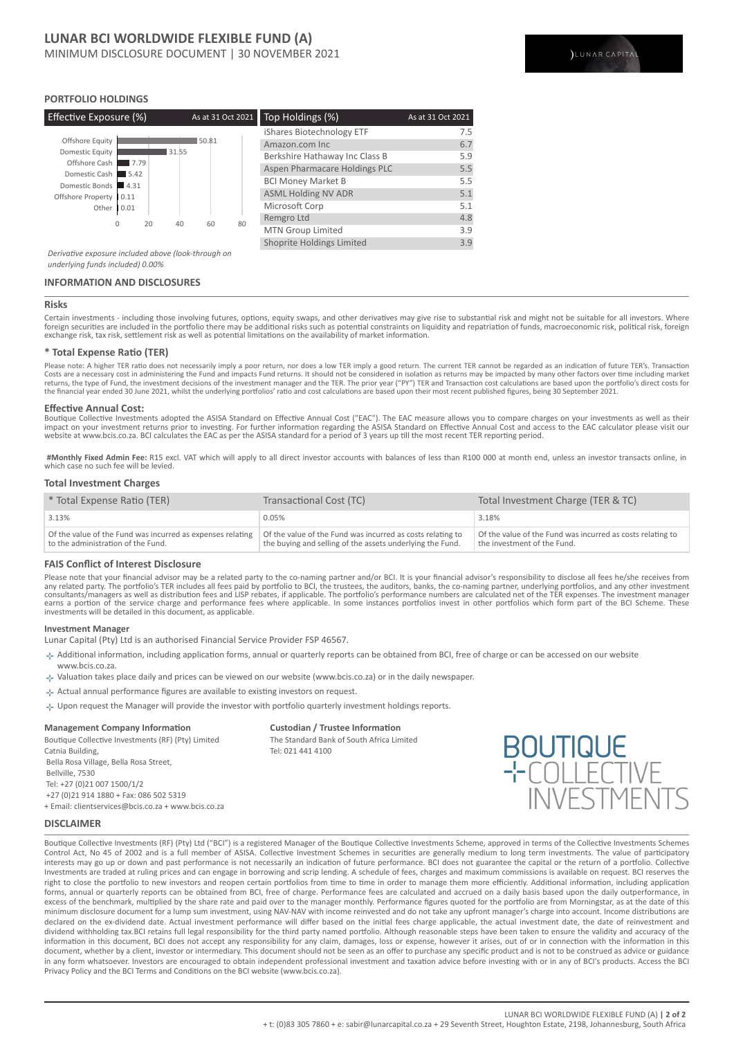# LUNAR BCI WORLDWIDE FLEXIBLE FUND (A)

MINIMUM DISCLOSURE DOCUMENT | 30 NOVEMBER 2021

## PORTFOLIO HOLDINGS

**Effective Exposure (%)** As at 31 Oct 2021

Offshore Equity 50.81
Domestic Equity 31.55
Offshore Cash 7.79
Domestic Cash 5.42
Domestic Bonds 4.31
Offshore Property 0.11
Other 0.01

0 20 40 60 80

*Derivative exposure included above (look-through on underlying funds included) 0.00%*

| Top Holdings (%) | As at 31 Oct 2021 |
|---|---|
| iShares Biotechnology ETF | 7.5 |
| Amazon.com Inc | 6.7 |
| Berkshire Hathaway Inc Class B | 5.9 |
| Aspen Pharmacare Holdings PLC | 5.5 |
| BCI Money Market B | 5.5 |
| ASML Holding NV ADR | 5.1 |
| Microsoft Corp | 5.1 |
| Remgro Ltd | 4.8 |
| MTN Group Limited | 3.9 |
| Shoprite Holdings Limited | 3.9 |

## INFORMATION AND DISCLOSURES

### Risks

Certain investments - including those involving futures, options, equity swaps, and other derivatives may give rise to substantial risk and might not be suitable for all investors. Where foreign securities are included in the portfolio there may be additional risks such as potential constraints on liquidity and repatriation of funds, macroeconomic risk, political risk, foreign exchange risk, tax risk, settlement risk as well as potential limitations on the availability of market information.

### * Total Expense Ratio (TER)

Please note: A higher TER ratio does not necessarily imply a poor return, nor does a low TER imply a good return. The current TER cannot be regarded as an indication of future TER's. Transaction Costs are a necessary cost in administering the Fund and impacts Fund returns. It should not be considered in isolation as returns may be impacted by many other factors over time including market returns, the type of Fund, the investment decisions of the investment manager and the TER. The prior year ("PY") TER and Transaction cost calculations are based upon the portfolio's direct costs for the financial year ended 30 June 2021, whilst the underlying portfolios' ratio and cost calculations are based upon their most recent published figures, being 30 September 2021.

### Effective Annual Cost:

Boutique Collective Investments adopted the ASISA Standard on Effective Annual Cost ("EAC"). The EAC measure allows you to compare charges on your investments as well as their impact on your investment returns prior to investing. For further information regarding the ASISA Standard on Effective Annual Cost and access to the EAC calculator please visit our website at www.bcis.co.za. BCI calculates the EAC as per the ASISA standard for a period of 3 years up till the most recent TER reporting period.

**#Monthly Fixed Admin Fee:** R15 excl. VAT which will apply to all direct investor accounts with balances of less than R100 000 at month end, unless an investor transacts online, in which case no such fee will be levied.

### Total Investment Charges

| * Total Expense Ratio (TER) | Transactional Cost (TC) | Total Investment Charge (TER & TC) |
|---|---|---|
| 3.13% | 0.05% | 3.18% |
| Of the value of the Fund was incurred as expenses relating to the administration of the Fund. | Of the value of the Fund was incurred as costs relating to the buying and selling of the assets underlying the Fund. | Of the value of the Fund was incurred as costs relating to the investment of the Fund. |

### FAIS Conflict of Interest Disclosure

Please note that your financial advisor may be a related party to the co-naming partner and/or BCI. It is your financial advisor's responsibility to disclose all fees he/she receives from any related party. The portfolio's TER includes all fees paid by portfolio to BCI, the trustees, the auditors, banks, the co-naming partner, underlying portfolios, and any other investment consultants/managers as well as distribution fees and LISP rebates, if applicable. The portfolio's performance numbers are calculated net of the TER expenses. The investment manager earns a portion of the service charge and performance fees where applicable. In some instances portfolios invest in other portfolios which form part of the BCI Scheme. These investments will be detailed in this document, as applicable.

#### Investment Manager

Lunar Capital (Pty) Ltd is an authorised Financial Service Provider FSP 46567.

- Additional information, including application forms, annual or quarterly reports can be obtained from BCI, free of charge or can be accessed on our website www.bcis.co.za.
- Valuation takes place daily and prices can be viewed on our website (www.bcis.co.za) or in the daily newspaper.
- Actual annual performance figures are available to existing investors on request.
- Upon request the Manager will provide the investor with portfolio quarterly investment holdings reports.

#### Management Company Information

Boutique Collective Investments (RF) (Pty) Limited
Catnia Building,
Bella Rosa Village, Bella Rosa Street,
Bellville, 7530
Tel: +27 (0)21 007 1500/1/2
+27 (0)21 914 1880 + Fax: 086 502 5319
+ Email: clientservices@bcis.co.za + www.bcis.co.za

#### Custodian / Trustee Information

The Standard Bank of South Africa Limited
Tel: 021 441 4100

BOUTIQUE COLLECTIVE INVESTMENTS

## DISCLAIMER

Boutique Collective Investments (RF) (Pty) Ltd ("BCI") is a registered Manager of the Boutique Collective Investments Scheme, approved in terms of the Collective Investments Schemes Control Act, No 45 of 2002 and is a full member of ASISA. Collective Investment Schemes in securities are generally medium to long term investments. The value of participatory interests may go up or down and past performance is not necessarily an indication of future performance. BCI does not guarantee the capital or the return of a portfolio. Collective Investments are traded at ruling prices and can engage in borrowing and scrip lending. A schedule of fees, charges and maximum commissions is available on request. BCI reserves the right to close the portfolio to new investors and reopen certain portfolios from time to time in order to manage them more efficiently. Additional information, including application forms, annual or quarterly reports can be obtained from BCI, free of charge. Performance fees are calculated and accrued on a daily basis based upon the daily outperformance, in excess of the benchmark, multiplied by the share rate and paid over to the manager monthly. Performance figures quoted for the portfolio are from Morningstar, as at the date of this minimum disclosure document for a lump sum investment, using NAV-NAV with income reinvested and do not take any upfront manager's charge into account. Income distributions are declared on the ex-dividend date. Actual investment performance will differ based on the initial fees charge applicable, the actual investment date, the date of reinvestment and dividend withholding tax.BCI retains full legal responsibility for the third party named portfolio. Although reasonable steps have been taken to ensure the validity and accuracy of the information in this document, BCI does not accept any responsibility for any claim, damages, loss or expense, however it arises, out of or in connection with the information in this document, whether by a client, investor or intermediary. This document should not be seen as an offer to purchase any specific product and is not to be construed as advice or guidance in any form whatsoever. Investors are encouraged to obtain independent professional investment and taxation advice before investing with or in any of BCI's products. Access the BCI Privacy Policy and the BCI Terms and Conditions on the BCI website (www.bcis.co.za).

+ t: (0)83 305 7860 + e: sabir@lunarcapital.co.za + 29 Seventh Street, Houghton Estate, 2198, Johannesburg, South Africa